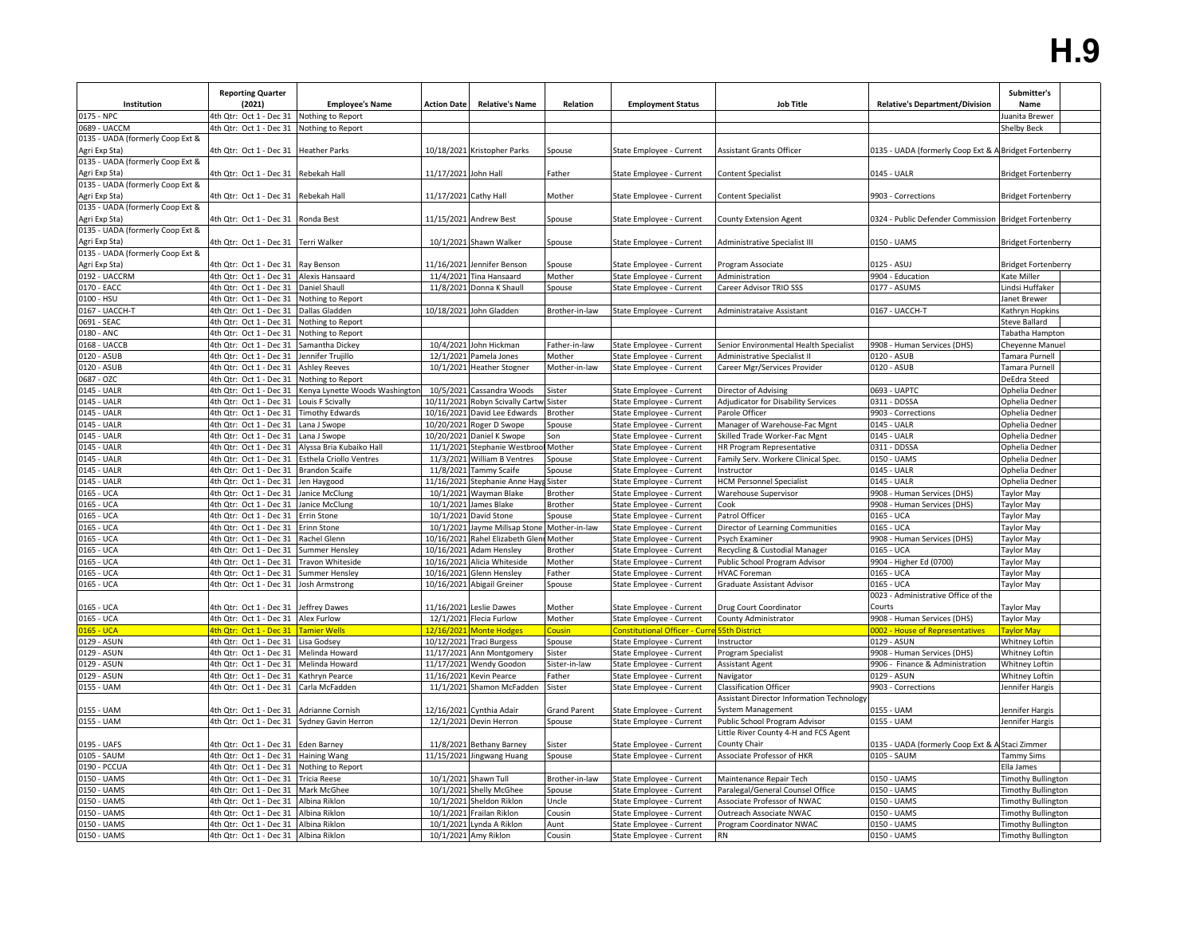# H.9

| Institution | Reporting Quarter (2021) | Employee's Name | Action Date | Relative's Name | Relation | Employment Status | Job Title | Relative's Department/Division | Submitter's Name |
|---|---|---|---|---|---|---|---|---|---|
| 0175 - NPC | 4th Qtr: Oct 1 - Dec 31 | Nothing to Report | | | | | | | Juanita Brewer |
| 0689 - UACCM | 4th Qtr: Oct 1 - Dec 31 | Nothing to Report | | | | | | | Shelby Beck |
| 0135 - UADA (formerly Coop Ext & Agri Exp Sta) | 4th Qtr: Oct 1 - Dec 31 | Heather Parks | 10/18/2021 | Kristopher Parks | Spouse | State Employee - Current | Assistant Grants Officer | 0135 - UADA (formerly Coop Ext & A | Bridget Fortenberry |
| 0135 - UADA (formerly Coop Ext & Agri Exp Sta) | 4th Qtr: Oct 1 - Dec 31 | Rebekah Hall | 11/17/2021 | John Hall | Father | State Employee - Current | Content Specialist | 0145 - UALR | Bridget Fortenberry |
| 0135 - UADA (formerly Coop Ext & Agri Exp Sta) | 4th Qtr: Oct 1 - Dec 31 | Rebekah Hall | 11/17/2021 | Cathy Hall | Mother | State Employee - Current | Content Specialist | 9903 - Corrections | Bridget Fortenberry |
| 0135 - UADA (formerly Coop Ext & Agri Exp Sta) | 4th Qtr: Oct 1 - Dec 31 | Ronda Best | 11/15/2021 | Andrew Best | Spouse | State Employee - Current | County Extension Agent | 0324 - Public Defender Commission | Bridget Fortenberry |
| 0135 - UADA (formerly Coop Ext & Agri Exp Sta) | 4th Qtr: Oct 1 - Dec 31 | Terri Walker | 10/1/2021 | Shawn Walker | Spouse | State Employee - Current | Administrative Specialist III | 0150 - UAMS | Bridget Fortenberry |
| 0135 - UADA (formerly Coop Ext & Agri Exp Sta) | 4th Qtr: Oct 1 - Dec 31 | Ray Benson | 11/16/2021 | Jennifer Benson | Spouse | State Employee - Current | Program Associate | 0125 - ASUJ | Bridget Fortenberry |
| 0192 - UACCRM | 4th Qtr: Oct 1 - Dec 31 | Alexis Hansaard | 11/4/2021 | Tina Hansaard | Mother | State Employee - Current | Administration | 9904 - Education | Kate Miller |
| 0170 - EACC | 4th Qtr: Oct 1 - Dec 31 | Daniel Shaull | 11/8/2021 | Donna K Shaull | Spouse | State Employee - Current | Career Advisor TRIO SSS | 0177 - ASUMS | Lindsi Huffaker |
| 0100 - HSU | 4th Qtr: Oct 1 - Dec 31 | Nothing to Report | | | | | | | Janet Brewer |
| 0167 - UACCH-T | 4th Qtr: Oct 1 - Dec 31 | Dallas Gladden | 10/18/2021 | John Gladden | Brother-in-law | State Employee - Current | Administrataive Assistant | 0167 - UACCH-T | Kathryn Hopkins |
| 0691 - SEAC | 4th Qtr: Oct 1 - Dec 31 | Nothing to Report | | | | | | | Steve Ballard |
| 0180 - ANC | 4th Qtr: Oct 1 - Dec 31 | Nothing to Report | | | | | | | Tabatha Hampton |
| 0168 - UACCB | 4th Qtr: Oct 1 - Dec 31 | Samantha Dickey | 10/4/2021 | John Hickman | Father-in-law | State Employee - Current | Senior Environmental Health Specialist | 9908 - Human Services (DHS) | Cheyenne Manuel |
| 0120 - ASUB | 4th Qtr: Oct 1 - Dec 31 | Jennifer Trujillo | 12/1/2021 | Pamela Jones | Mother | State Employee - Current | Administrative Specialist II | 0120 - ASUB | Tamara Purnell |
| 0120 - ASUB | 4th Qtr: Oct 1 - Dec 31 | Ashley Reeves | 10/1/2021 | Heather Stogner | Mother-in-law | State Employee - Current | Career Mgr/Services Provider | 0120 - ASUB | Tamara Purnell |
| 0687 - OZC | 4th Qtr: Oct 1 - Dec 31 | Nothing to Report | | | | | | | DeEdra Steed |
| 0145 - UALR | 4th Qtr: Oct 1 - Dec 31 | Kenya Lynette Woods Washington | 10/5/2021 | Cassandra Woods | Sister | State Employee - Current | Director of Advising | 0693 - UAPTC | Ophelia Dedner |
| 0145 - UALR | 4th Qtr: Oct 1 - Dec 31 | Louis F Scivally | 10/11/2021 | Robyn Scivally Cartw | Sister | State Employee - Current | Adjudicator for Disability Services | 0311 - DDSSA | Ophelia Dedner |
| 0145 - UALR | 4th Qtr: Oct 1 - Dec 31 | Timothy Edwards | 10/16/2021 | David Lee Edwards | Brother | State Employee - Current | Parole Officer | 9903 - Corrections | Ophelia Dedner |
| 0145 - UALR | 4th Qtr: Oct 1 - Dec 31 | Lana J Swope | 10/20/2021 | Roger D Swope | Spouse | State Employee - Current | Manager of Warehouse-Fac Mgnt | 0145 - UALR | Ophelia Dedner |
| 0145 - UALR | 4th Qtr: Oct 1 - Dec 31 | Lana J Swope | 10/20/2021 | Daniel K Swope | Son | State Employee - Current | Skilled Trade Worker-Fac Mgnt | 0145 - UALR | Ophelia Dedner |
| 0145 - UALR | 4th Qtr: Oct 1 - Dec 31 | Alyssa Bria Kubaiko Hall | 11/1/2021 | Stephanie Westbrool | Mother | State Employee - Current | HR Program Representative | 0311 - DDSSA | Ophelia Dedner |
| 0145 - UALR | 4th Qtr: Oct 1 - Dec 31 | Esthela Criollo Ventres | 11/3/2021 | William B Ventres | Spouse | State Employee - Current | Family Serv. Workere Clinical Spec. | 0150 - UAMS | Ophelia Dedner |
| 0145 - UALR | 4th Qtr: Oct 1 - Dec 31 | Brandon Scaife | 11/8/2021 | Tammy Scaife | Spouse | State Employee - Current | Instructor | 0145 - UALR | Ophelia Dedner |
| 0145 - UALR | 4th Qtr: Oct 1 - Dec 31 | Jen Haygood | 11/16/2021 | Stephanie Anne Hayg | Sister | State Employee - Current | HCM Personnel Specialist | 0145 - UALR | Ophelia Dedner |
| 0165 - UCA | 4th Qtr: Oct 1 - Dec 31 | Janice McClung | 10/1/2021 | Wayman Blake | Brother | State Employee - Current | Warehouse Supervisor | 9908 - Human Services (DHS) | Taylor May |
| 0165 - UCA | 4th Qtr: Oct 1 - Dec 31 | Janice McClung | 10/1/2021 | James Blake | Brother | State Employee - Current | Cook | 9908 - Human Services (DHS) | Taylor May |
| 0165 - UCA | 4th Qtr: Oct 1 - Dec 31 | Errin Stone | 10/1/2021 | David Stone | Spouse | State Employee - Current | Patrol Officer | 0165 - UCA | Taylor May |
| 0165 - UCA | 4th Qtr: Oct 1 - Dec 31 | Erinn Stone | 10/1/2021 | Jayme Millsap Stone | Mother-in-law | State Employee - Current | Director of Learning Communities | 0165 - UCA | Taylor May |
| 0165 - UCA | 4th Qtr: Oct 1 - Dec 31 | Rachel Glenn | 10/16/2021 | Rahel Elizabeth Glen | Mother | State Employee - Current | Psych Examiner | 9908 - Human Services (DHS) | Taylor May |
| 0165 - UCA | 4th Qtr: Oct 1 - Dec 31 | Summer Hensley | 10/16/2021 | Adam Hensley | Brother | State Employee - Current | Recycling & Custodial Manager | 0165 - UCA | Taylor May |
| 0165 - UCA | 4th Qtr: Oct 1 - Dec 31 | Travon Whiteside | 10/16/2021 | Alicia Whiteside | Mother | State Employee - Current | Public School Program Advisor | 9904 - Higher Ed (0700) | Taylor May |
| 0165 - UCA | 4th Qtr: Oct 1 - Dec 31 | Summer Hensley | 10/16/2021 | Glenn Hensley | Father | State Employee - Current | HVAC Foreman | 0165 - UCA | Taylor May |
| 0165 - UCA | 4th Qtr: Oct 1 - Dec 31 | Josh Armstrong | 10/16/2021 | Abigail Greiner | Spouse | State Employee - Current | Graduate Assistant Advisor | 0165 - UCA | Taylor May |
| 0165 - UCA | 4th Qtr: Oct 1 - Dec 31 | Jeffrey Dawes | 11/16/2021 | Leslie Dawes | Mother | State Employee - Current | Drug Court Coordinator | 0023 - Administrative Office of the Courts | Taylor May |
| 0165 - UCA | 4th Qtr: Oct 1 - Dec 31 | Alex Furlow | 12/1/2021 | Flecia Furlow | Mother | State Employee - Current | County Administrator | 9908 - Human Services (DHS) | Taylor May |
| 0165 - UCA | 4th Qtr: Oct 1 - Dec 31 | Tamier Wells | 12/16/2021 | Monte Hodges | Cousin | Constitutional Officer - Curre | 55th District | 0002 - House of Representatives | Taylor May |
| 0129 - ASUN | 4th Qtr: Oct 1 - Dec 31 | Lisa Godsey | 10/12/2021 | Traci Burgess | Spouse | State Employee - Current | Instructor | 0129 - ASUN | Whitney Loftin |
| 0129 - ASUN | 4th Qtr: Oct 1 - Dec 31 | Melinda Howard | 11/17/2021 | Ann Montgomery | Sister | State Employee - Current | Program Specialist | 9908 - Human Services (DHS) | Whitney Loftin |
| 0129 - ASUN | 4th Qtr: Oct 1 - Dec 31 | Melinda Howard | 11/17/2021 | Wendy Goodon | Sister-in-law | State Employee - Current | Assistant Agent | 9906 - Finance & Administration | Whitney Loftin |
| 0129 - ASUN | 4th Qtr: Oct 1 - Dec 31 | Kathryn Pearce | 11/16/2021 | Kevin Pearce | Father | State Employee - Current | Navigator | 0129 - ASUN | Whitney Loftin |
| 0155 - UAM | 4th Qtr: Oct 1 - Dec 31 | Carla McFadden | 11/1/2021 | Shamon McFadden | Sister | State Employee - Current | Classification Officer | 9903 - Corrections | Jennifer Hargis |
| 0155 - UAM | 4th Qtr: Oct 1 - Dec 31 | Adrianne Cornish | 12/16/2021 | Cynthia Adair | Grand Parent | State Employee - Current | Assistant Director Information Technology System Management | 0155 - UAM | Jennifer Hargis |
| 0155 - UAM | 4th Qtr: Oct 1 - Dec 31 | Sydney Gavin Herron | 12/1/2021 | Devin Herron | Spouse | State Employee - Current | Public School Program Advisor | 0155 - UAM | Jennifer Hargis |
| 0195 - UAFS | 4th Qtr: Oct 1 - Dec 31 | Eden Barney | 11/8/2021 | Bethany Barney | Sister | State Employee - Current | Little River County 4-H and FCS Agent County Chair | 0135 - UADA (formerly Coop Ext & A | Staci Zimmer |
| 0105 - SAUM | 4th Qtr: Oct 1 - Dec 31 | Haining Wang | 11/15/2021 | Jingwang Huang | Spouse | State Employee - Current | Associate Professor of HKR | 0105 - SAUM | Tammy Sims |
| 0190 - PCCUA | 4th Qtr: Oct 1 - Dec 31 | Nothing to Report | | | | | | | Ella James |
| 0150 - UAMS | 4th Qtr: Oct 1 - Dec 31 | Tricia Reese | 10/1/2021 | Shawn Tull | Brother-in-law | State Employee - Current | Maintenance Repair Tech | 0150 - UAMS | Timothy Bullington |
| 0150 - UAMS | 4th Qtr: Oct 1 - Dec 31 | Mark McGhee | 10/1/2021 | Shelly McGhee | Spouse | State Employee - Current | Paralegal/General Counsel Office | 0150 - UAMS | Timothy Bullington |
| 0150 - UAMS | 4th Qtr: Oct 1 - Dec 31 | Albina Riklon | 10/1/2021 | Sheldon Riklon | Uncle | State Employee - Current | Associate Professor of NWAC | 0150 - UAMS | Timothy Bullington |
| 0150 - UAMS | 4th Qtr: Oct 1 - Dec 31 | Albina Riklon | 10/1/2021 | Frailan Riklon | Cousin | State Employee - Current | Outreach Associate NWAC | 0150 - UAMS | Timothy Bullington |
| 0150 - UAMS | 4th Qtr: Oct 1 - Dec 31 | Albina Riklon | 10/1/2021 | Lynda A Riklon | Aunt | State Employee - Current | Program Coordinator NWAC | 0150 - UAMS | Timothy Bullington |
| 0150 - UAMS | 4th Qtr: Oct 1 - Dec 31 | Albina Riklon | 10/1/2021 | Amy Riklon | Cousin | State Employee - Current | RN | 0150 - UAMS | Timothy Bullington |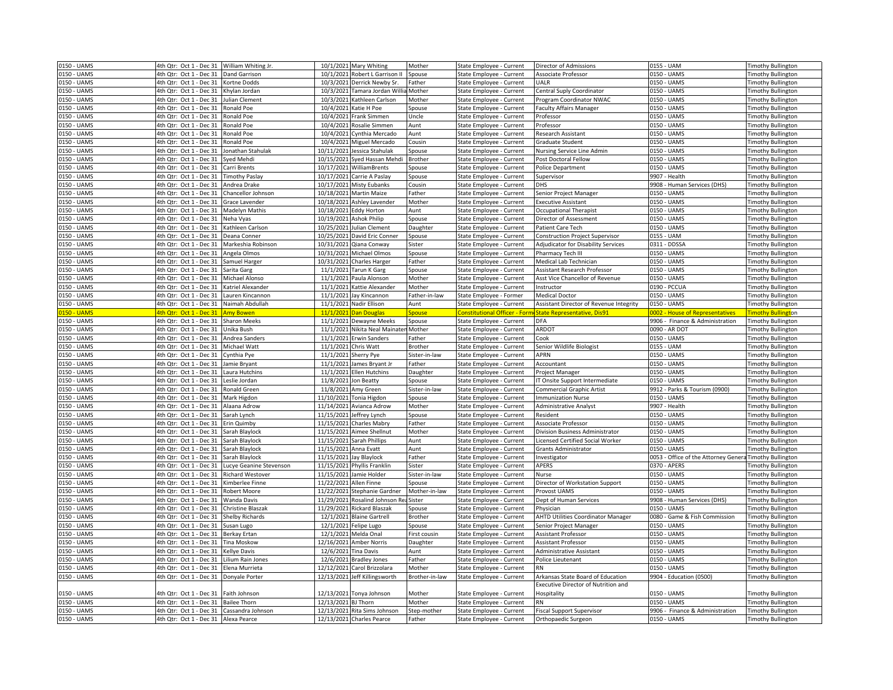| 0150 - UAMS | 4th Qtr: Oct 1 - Dec 31 | William Whiting Jr. | 10/1/2021 | Mary Whiting | Mother | State Employee - Current | Director of Admissions | 0155 - UAM | Timothy Bullington |
|---|---|---|---|---|---|---|---|---|---|
| 0150 - UAMS | 4th Qtr: Oct 1 - Dec 31 | Dand Garrison | 10/1/2021 | Robert L Garrison II | Spouse | State Employee - Current | Associate Professor | 0150 - UAMS | Timothy Bullington |
| 0150 - UAMS | 4th Qtr: Oct 1 - Dec 31 | Kortne Dodds | 10/3/2021 | Derrick Newby Sr. | Father | State Employee - Current | UALR | 0150 - UAMS | Timothy Bullington |
| 0150 - UAMS | 4th Qtr: Oct 1 - Dec 31 | Khylan Jordan | 10/3/2021 | Tamara Jordan Willia | Mother | State Employee - Current | Central Suply Coordinator | 0150 - UAMS | Timothy Bullington |
| 0150 - UAMS | 4th Qtr: Oct 1 - Dec 31 | Julian Clement | 10/3/2021 | Kathleen Carlson | Mother | State Employee - Current | Program Coordinator NWAC | 0150 - UAMS | Timothy Bullington |
| 0150 - UAMS | 4th Qtr: Oct 1 - Dec 31 | Ronald Poe | 10/4/2021 | Katie H Poe | Spouse | State Employee - Current | Faculty Affairs Manager | 0150 - UAMS | Timothy Bullington |
| 0150 - UAMS | 4th Qtr: Oct 1 - Dec 31 | Ronald Poe | 10/4/2021 | Frank Simmen | Uncle | State Employee - Current | Professor | 0150 - UAMS | Timothy Bullington |
| 0150 - UAMS | 4th Qtr: Oct 1 - Dec 31 | Ronald Poe | 10/4/2021 | Rosalie Simmen | Aunt | State Employee - Current | Professor | 0150 - UAMS | Timothy Bullington |
| 0150 - UAMS | 4th Qtr: Oct 1 - Dec 31 | Ronald Poe | 10/4/2021 | Cynthia Mercado | Aunt | State Employee - Current | Research Assistant | 0150 - UAMS | Timothy Bullington |
| 0150 - UAMS | 4th Qtr: Oct 1 - Dec 31 | Ronald Poe | 10/4/2021 | Miguel Mercado | Cousin | State Employee - Current | Graduate Student | 0150 - UAMS | Timothy Bullington |
| 0150 - UAMS | 4th Qtr: Oct 1 - Dec 31 | Jonathan Stahulak | 10/11/2021 | Jessica Stahulak | Spouse | State Employee - Current | Nursing Service Line Admin | 0150 - UAMS | Timothy Bullington |
| 0150 - UAMS | 4th Qtr: Oct 1 - Dec 31 | Syed Mehdi | 10/15/2021 | Syed Hassan Mehdi | Brother | State Employee - Current | Post Doctoral Fellow | 0150 - UAMS | Timothy Bullington |
| 0150 - UAMS | 4th Qtr: Oct 1 - Dec 31 | Carri Brents | 10/17/2021 | WilliamBrents | Spouse | State Employee - Current | Police Department | 0150 - UAMS | Timothy Bullington |
| 0150 - UAMS | 4th Qtr: Oct 1 - Dec 31 | Timothy Paslay | 10/17/2021 | Carrie A Paslay | Spouse | State Employee - Current | Supervisor | 9907 - Health | Timothy Bullington |
| 0150 - UAMS | 4th Qtr: Oct 1 - Dec 31 | Andrea Drake | 10/17/2021 | Misty Eubanks | Cousin | State Employee - Current | DHS | 9908 - Human Services (DHS) | Timothy Bullington |
| 0150 - UAMS | 4th Qtr: Oct 1 - Dec 31 | Chancellor Johnson | 10/18/2021 | Martin Maize | Father | State Employee - Current | Senior Project Manager | 0150 - UAMS | Timothy Bullington |
| 0150 - UAMS | 4th Qtr: Oct 1 - Dec 31 | Grace Lavender | 10/18/2021 | Ashley Lavender | Mother | State Employee - Current | Executive Assistant | 0150 - UAMS | Timothy Bullington |
| 0150 - UAMS | 4th Qtr: Oct 1 - Dec 31 | Madelyn Mathis | 10/18/2021 | Eddy Horton | Aunt | State Employee - Current | Occupational Therapist | 0150 - UAMS | Timothy Bullington |
| 0150 - UAMS | 4th Qtr: Oct 1 - Dec 31 | Neha Vyas | 10/19/2021 | Ashok Philip | Spouse | State Employee - Current | Director of Assessment | 0150 - UAMS | Timothy Bullington |
| 0150 - UAMS | 4th Qtr: Oct 1 - Dec 31 | Kathleen Carlson | 10/25/2021 | Julian Clement | Daughter | State Employee - Current | Patient Care Tech | 0150 - UAMS | Timothy Bullington |
| 0150 - UAMS | 4th Qtr: Oct 1 - Dec 31 | Deana Conner | 10/25/2021 | David Eric Conner | Spouse | State Employee - Current | Construction Project Supervisor | 0155 - UAM | Timothy Bullington |
| 0150 - UAMS | 4th Qtr: Oct 1 - Dec 31 | Markeshia Robinson | 10/31/2021 | Qiana Conway | Sister | State Employee - Current | Adjudicator for Disability Services | 0311 - DDSSA | Timothy Bullington |
| 0150 - UAMS | 4th Qtr: Oct 1 - Dec 31 | Angela Olmos | 10/31/2021 | Michael Olmos | Spouse | State Employee - Current | Pharmacy Tech III | 0150 - UAMS | Timothy Bullington |
| 0150 - UAMS | 4th Qtr: Oct 1 - Dec 31 | Samuel Harger | 10/31/2021 | Charles Harger | Father | State Employee - Current | Medical Lab Technician | 0150 - UAMS | Timothy Bullington |
| 0150 - UAMS | 4th Qtr: Oct 1 - Dec 31 | Sarita Garg | 11/1/2021 | Tarun K Garg | Spouse | State Employee - Current | Assistant Research Professor | 0150 - UAMS | Timothy Bullington |
| 0150 - UAMS | 4th Qtr: Oct 1 - Dec 31 | Michael Alonso | 11/1/2021 | Paula Alonson | Mother | State Employee - Current | Asst Vice Chancellor of Revenue | 0150 - UAMS | Timothy Bullington |
| 0150 - UAMS | 4th Qtr: Oct 1 - Dec 31 | Katriel Alexander | 11/1/2021 | Kattie Alexander | Mother | State Employee - Current | Instructor | 0190 - PCCUA | Timothy Bullington |
| 0150 - UAMS | 4th Qtr: Oct 1 - Dec 31 | Lauren Kincannon | 11/1/2021 | Jay Kincannon | Father-in-law | State Employee - Former | Medical Doctor | 0150 - UAMS | Timothy Bullington |
| 0150 - UAMS | 4th Qtr: Oct 1 - Dec 31 | Naimah Abdullah | 11/1/2021 | Nadir Ellison | Aunt | State Employee - Current | Assistant Director of Revenue Integrity | 0150 - UAMS | Timothy Bullington |
| 0150 - UAMS | 4th Qtr: Oct 1 - Dec 31 | Amy Bowen | 11/1/2021 | Dan Douglas | Spouse | Constitutional Officer - Form | State Representative, Dis91 | 0002 - House of Representatives | Timothy Bullington |
| 0150 - UAMS | 4th Qtr: Oct 1 - Dec 31 | Sharon Meeks | 11/1/2021 | Dewayne Meeks | Spouse | State Employee - Current | DFA | 9906 - Finance & Administration | Timothy Bullington |
| 0150 - UAMS | 4th Qtr: Oct 1 - Dec 31 | Unika Bush | 11/1/2021 | Nikita Neal Mainater | Mother | State Employee - Current | ARDOT | 0090 - AR DOT | Timothy Bullington |
| 0150 - UAMS | 4th Qtr: Oct 1 - Dec 31 | Andrea Sanders | 11/1/2021 | Erwin Sanders | Father | State Employee - Current | Cook | 0150 - UAMS | Timothy Bullington |
| 0150 - UAMS | 4th Qtr: Oct 1 - Dec 31 | Michael Watt | 11/1/2021 | Chris Watt | Brother | State Employee - Current | Senior Wildlife Biologist | 0155 - UAM | Timothy Bullington |
| 0150 - UAMS | 4th Qtr: Oct 1 - Dec 31 | Cynthia Pye | 11/1/2021 | Sherry Pye | Sister-in-law | State Employee - Current | APRN | 0150 - UAMS | Timothy Bullington |
| 0150 - UAMS | 4th Qtr: Oct 1 - Dec 31 | Jamie Bryant | 11/1/2021 | James Bryant Jr | Father | State Employee - Current | Accountant | 0150 - UAMS | Timothy Bullington |
| 0150 - UAMS | 4th Qtr: Oct 1 - Dec 31 | Laura Hutchins | 11/1/2021 | Ellen Hutchins | Daughter | State Employee - Current | Project Manager | 0150 - UAMS | Timothy Bullington |
| 0150 - UAMS | 4th Qtr: Oct 1 - Dec 31 | Leslie Jordan | 11/8/2021 | Jon Beatty | Spouse | State Employee - Current | IT Onsite Support Intermediate | 0150 - UAMS | Timothy Bullington |
| 0150 - UAMS | 4th Qtr: Oct 1 - Dec 31 | Ronald Green | 11/8/2021 | Amy Green | Sister-in-law | State Employee - Current | Commercial Graphic Artist | 9912 - Parks & Tourism (0900) | Timothy Bullington |
| 0150 - UAMS | 4th Qtr: Oct 1 - Dec 31 | Mark Higdon | 11/10/2021 | Tonia Higdon | Spouse | State Employee - Current | Immunization Nurse | 0150 - UAMS | Timothy Bullington |
| 0150 - UAMS | 4th Qtr: Oct 1 - Dec 31 | Alaana Adrow | 11/14/2021 | Avianca Adrow | Mother | State Employee - Current | Administrative Analyst | 9907 - Health | Timothy Bullington |
| 0150 - UAMS | 4th Qtr: Oct 1 - Dec 31 | Sarah Lynch | 11/15/2021 | Jeffrey Lynch | Spouse | State Employee - Current | Resident | 0150 - UAMS | Timothy Bullington |
| 0150 - UAMS | 4th Qtr: Oct 1 - Dec 31 | Erin Quimby | 11/15/2021 | Charles Mabry | Father | State Employee - Current | Associate Professor | 0150 - UAMS | Timothy Bullington |
| 0150 - UAMS | 4th Qtr: Oct 1 - Dec 31 | Sarah Blaylock | 11/15/2021 | Aimee Shellnut | Mother | State Employee - Current | Division Business Administrator | 0150 - UAMS | Timothy Bullington |
| 0150 - UAMS | 4th Qtr: Oct 1 - Dec 31 | Sarah Blaylock | 11/15/2021 | Sarah Phillips | Aunt | State Employee - Current | Licensed Certified Social Worker | 0150 - UAMS | Timothy Bullington |
| 0150 - UAMS | 4th Qtr: Oct 1 - Dec 31 | Sarah Blaylock | 11/15/2021 | Anna Evatt | Aunt | State Employee - Current | Grants Administrator | 0150 - UAMS | Timothy Bullington |
| 0150 - UAMS | 4th Qtr: Oct 1 - Dec 31 | Sarah Blaylock | 11/15/2021 | Jay Blaylock | Father | State Employee - Current | Investigator | 0053 - Office of the Attorney Genera | Timothy Bullington |
| 0150 - UAMS | 4th Qtr: Oct 1 - Dec 31 | Lucye Geanine Stevenson | 11/15/2021 | Phyllis Franklin | Sister | State Employee - Current | APERS | 0370 - APERS | Timothy Bullington |
| 0150 - UAMS | 4th Qtr: Oct 1 - Dec 31 | Richard Westover | 11/15/2021 | Jamie Holder | Sister-in-law | State Employee - Current | Nurse | 0150 - UAMS | Timothy Bullington |
| 0150 - UAMS | 4th Qtr: Oct 1 - Dec 31 | Kimberlee Finne | 11/22/2021 | Allen Finne | Spouse | State Employee - Current | Director of Workstation Support | 0150 - UAMS | Timothy Bullington |
| 0150 - UAMS | 4th Qtr: Oct 1 - Dec 31 | Robert Moore | 11/22/2021 | Stephanie Gardner | Mother-in-law | State Employee - Current | Provost UAMS | 0150 - UAMS | Timothy Bullington |
| 0150 - UAMS | 4th Qtr: Oct 1 - Dec 31 | Wanda Davis | 11/29/2021 | Rosalind Johnson Rea | Sister | State Employee - Current | Dept of Human Services | 9908 - Human Services (DHS) | Timothy Bullington |
| 0150 - UAMS | 4th Qtr: Oct 1 - Dec 31 | Christine Blaszak | 11/29/2021 | Rickard Blaszak | Spouse | State Employee - Current | Physician | 0150 - UAMS | Timothy Bullington |
| 0150 - UAMS | 4th Qtr: Oct 1 - Dec 31 | Shelby Richards | 12/1/2021 | Blaine Gartrell | Brother | State Employee - Current | AHTD Utilities Coordinator Manager | 0080 - Game & Fish Commission | Timothy Bullington |
| 0150 - UAMS | 4th Qtr: Oct 1 - Dec 31 | Susan Lugo | 12/1/2021 | Felipe Lugo | Spouse | State Employee - Current | Senior Project Manager | 0150 - UAMS | Timothy Bullington |
| 0150 - UAMS | 4th Qtr: Oct 1 - Dec 31 | Berkay Ertan | 12/1/2021 | Melda Onal | First cousin | State Employee - Current | Assistant Professor | 0150 - UAMS | Timothy Bullington |
| 0150 - UAMS | 4th Qtr: Oct 1 - Dec 31 | Tina Moskow | 12/16/2021 | Amber Norris | Daughter | State Employee - Current | Assistant Professor | 0150 - UAMS | Timothy Bullington |
| 0150 - UAMS | 4th Qtr: Oct 1 - Dec 31 | Kellye Davis | 12/6/2021 | Tina Davis | Aunt | State Employee - Current | Administrative Assistant | 0150 - UAMS | Timothy Bullington |
| 0150 - UAMS | 4th Qtr: Oct 1 - Dec 31 | Lilium Rain Jones | 12/6/2021 | Bradley Jones | Father | State Employee - Current | Police Lieutenant | 0150 - UAMS | Timothy Bullington |
| 0150 - UAMS | 4th Qtr: Oct 1 - Dec 31 | Elena Murrieta | 12/12/2021 | Carol Brizzolara | Mother | State Employee - Current | RN | 0150 - UAMS | Timothy Bullington |
| 0150 - UAMS | 4th Qtr: Oct 1 - Dec 31 | Donyale Porter | 12/13/2021 | Jeff Killingsworth | Brother-in-law | State Employee - Current | Arkansas State Board of Education | 9904 - Education (0500) | Timothy Bullington |
| 0150 - UAMS | 4th Qtr: Oct 1 - Dec 31 | Faith Johnson | 12/13/2021 | Tonya Johnson | Mother | State Employee - Current | Executive Director of Nutrition and Hospitality | 0150 - UAMS | Timothy Bullington |
| 0150 - UAMS | 4th Qtr: Oct 1 - Dec 31 | Bailee Thorn | 12/13/2021 | BJ Thorn | Mother | State Employee - Current | RN | 0150 - UAMS | Timothy Bullington |
| 0150 - UAMS | 4th Qtr: Oct 1 - Dec 31 | Cassandra Johnson | 12/13/2021 | Rita Sims Johnson | Step-mother | State Employee - Current | Fiscal Support Supervisor | 9906 - Finance & Administration | Timothy Bullington |
| 0150 - UAMS | 4th Qtr: Oct 1 - Dec 31 | Alexa Pearce | 12/13/2021 | Charles Pearce | Father | State Employee - Current | Orthopaedic Surgeon | 0150 - UAMS | Timothy Bullington |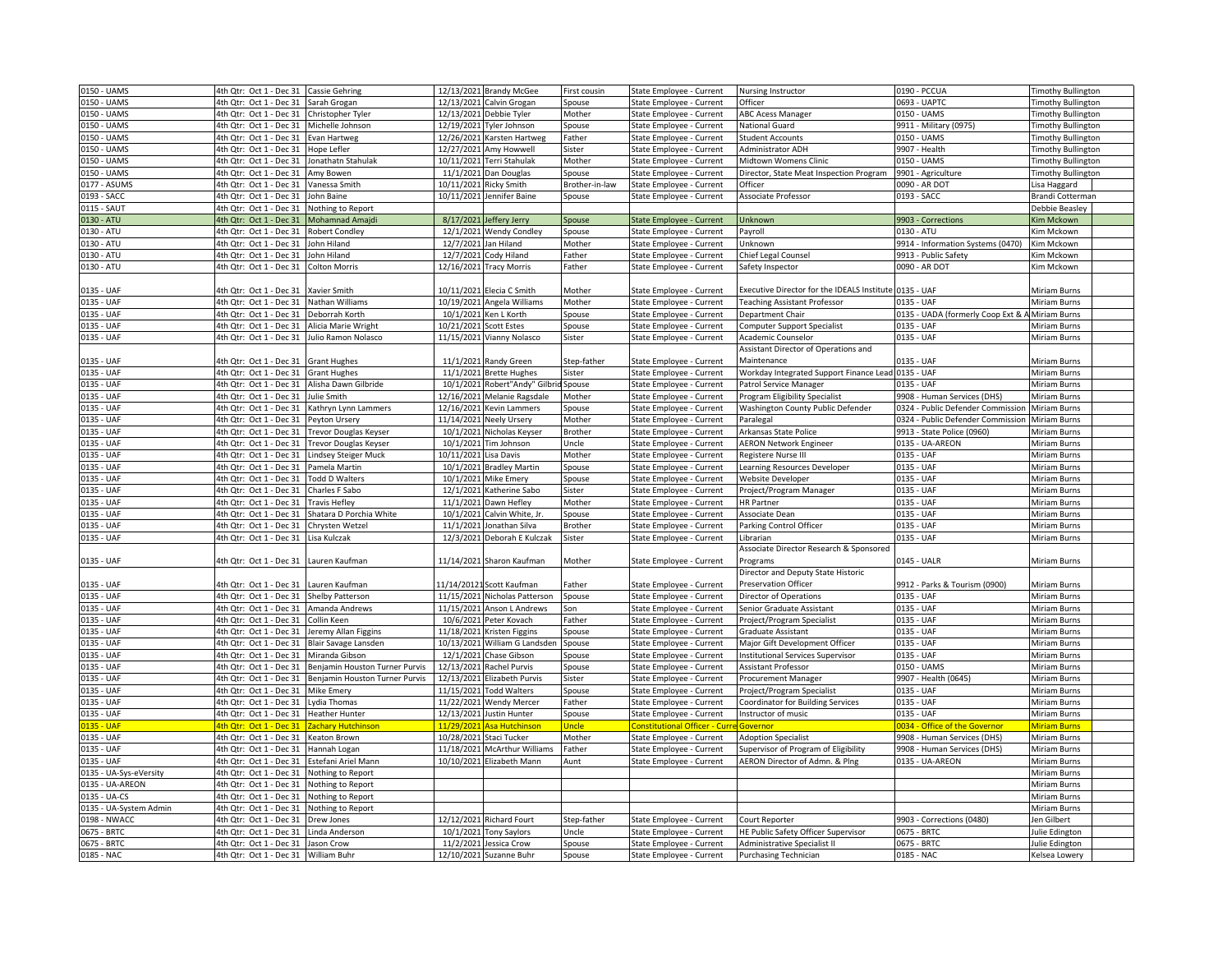| | | | | | | | | | |
|---|---|---|---|---|---|---|---|---|---|
| 0150 - UAMS | 4th Qtr: Oct 1 - Dec 31 | Cassie Gehring | 12/13/2021 | Brandy McGee | First cousin | State Employee - Current | Nursing Instructor | 0190 - PCCUA | Timothy Bullington |
| 0150 - UAMS | 4th Qtr: Oct 1 - Dec 31 | Sarah Grogan | 12/13/2021 | Calvin Grogan | Spouse | State Employee - Current | Officer | 0693 - UAPTC | Timothy Bullington |
| 0150 - UAMS | 4th Qtr: Oct 1 - Dec 31 | Christopher Tyler | 12/13/2021 | Debbie Tyler | Mother | State Employee - Current | ABC Acess Manager | 0150 - UAMS | Timothy Bullington |
| 0150 - UAMS | 4th Qtr: Oct 1 - Dec 31 | Michelle Johnson | 12/19/2021 | Tyler Johnson | Spouse | State Employee - Current | National Guard | 9911 - Military (0975) | Timothy Bullington |
| 0150 - UAMS | 4th Qtr: Oct 1 - Dec 31 | Evan Hartweg | 12/26/2021 | Karsten Hartweg | Father | State Employee - Current | Student Accounts | 0150 - UAMS | Timothy Bullington |
| 0150 - UAMS | 4th Qtr: Oct 1 - Dec 31 | Hope Lefler | 12/27/2021 | Amy Howwell | Sister | State Employee - Current | Administrator ADH | 9907 - Health | Timothy Bullington |
| 0150 - UAMS | 4th Qtr: Oct 1 - Dec 31 | Jonathatn Stahulak | 10/11/2021 | Terri Stahulak | Mother | State Employee - Current | Midtown Womens Clinic | 0150 - UAMS | Timothy Bullington |
| 0150 - UAMS | 4th Qtr: Oct 1 - Dec 31 | Amy Bowen | 11/1/2021 | Dan Douglas | Spouse | State Employee - Current | Director, State Meat Inspection Program | 9901 - Agriculture | Timothy Bullington |
| 0177 - ASUMS | 4th Qtr: Oct 1 - Dec 31 | Vanessa Smith | 10/11/2021 | Ricky Smith | Brother-in-law | State Employee - Current | Officer | 0090 - AR DOT | Lisa Haggard |
| 0193 - SACC | 4th Qtr: Oct 1 - Dec 31 | John Baine | 10/11/2021 | Jennifer Baine | Spouse | State Employee - Current | Associate Professor | 0193 - SACC | Brandi Cotterman |
| 0115 - SAUT | 4th Qtr: Oct 1 - Dec 31 | Nothing to Report | | | | | | | Debbie Beasley |
| 0130 - ATU | 4th Qtr: Oct 1 - Dec 31 | Mohamnad Amajdi | 8/17/2021 | Jeffery Jerry | Spouse | State Employee - Current | Unknown | 9903 - Corrections | Kim Mckown |
| 0130 - ATU | 4th Qtr: Oct 1 - Dec 31 | Robert Condley | 12/1/2021 | Wendy Condley | Spouse | State Employee - Current | Payroll | 0130 - ATU | Kim Mckown |
| 0130 - ATU | 4th Qtr: Oct 1 - Dec 31 | John Hiland | 12/7/2021 | Jan Hiland | Mother | State Employee - Current | Unknown | 9914 - Information Systems (0470) | Kim Mckown |
| 0130 - ATU | 4th Qtr: Oct 1 - Dec 31 | John Hiland | 12/7/2021 | Cody Hiland | Father | State Employee - Current | Chief Legal Counsel | 9913 - Public Safety | Kim Mckown |
| 0130 - ATU | 4th Qtr: Oct 1 - Dec 31 | Colton Morris | 12/16/2021 | Tracy Morris | Father | State Employee - Current | Safety Inspector | 0090 - AR DOT | Kim Mckown |
| 0135 - UAF | 4th Qtr: Oct 1 - Dec 31 | Xavier Smith | 10/11/2021 | Elecia C Smith | Mother | State Employee - Current | Executive Director for the IDEALS Institute | 0135 - UAF | Miriam Burns |
| 0135 - UAF | 4th Qtr: Oct 1 - Dec 31 | Nathan Williams | 10/19/2021 | Angela Williams | Mother | State Employee - Current | Teaching Assistant Professor | 0135 - UAF | Miriam Burns |
| 0135 - UAF | 4th Qtr: Oct 1 - Dec 31 | Deborrah Korth | 10/1/2021 | Ken L Korth | Spouse | State Employee - Current | Department Chair | 0135 - UADA (formerly Coop Ext & A | Miriam Burns |
| 0135 - UAF | 4th Qtr: Oct 1 - Dec 31 | Alicia Marie Wright | 10/21/2021 | Scott Estes | Spouse | State Employee - Current | Computer Support Specialist | 0135 - UAF | Miriam Burns |
| 0135 - UAF | 4th Qtr: Oct 1 - Dec 31 | Julio Ramon Nolasco | 11/15/2021 | Vianny Nolasco | Sister | State Employee - Current | Academic Counselor | 0135 - UAF | Miriam Burns |
| 0135 - UAF | 4th Qtr: Oct 1 - Dec 31 | Grant Hughes | 11/1/2021 | Randy Green | Step-father | State Employee - Current | Assistant Director of Operations and Maintenance | 0135 - UAF | Miriam Burns |
| 0135 - UAF | 4th Qtr: Oct 1 - Dec 31 | Grant Hughes | 11/1/2021 | Brette Hughes | Sister | State Employee - Current | Workday Integrated Support Finance Lead | 0135 - UAF | Miriam Burns |
| 0135 - UAF | 4th Qtr: Oct 1 - Dec 31 | Alisha Dawn Gilbride | 10/1/2021 | Robert"Andy" Gilbrid | Spouse | State Employee - Current | Patrol Service Manager | 0135 - UAF | Miriam Burns |
| 0135 - UAF | 4th Qtr: Oct 1 - Dec 31 | Julie Smith | 12/16/2021 | Melanie Ragsdale | Mother | State Employee - Current | Program Eligibility Specialist | 9908 - Human Services (DHS) | Miriam Burns |
| 0135 - UAF | 4th Qtr: Oct 1 - Dec 31 | Kathryn Lynn Lammers | 12/16/2021 | Kevin Lammers | Spouse | State Employee - Current | Washington County Public Defender | 0324 - Public Defender Commission | Miriam Burns |
| 0135 - UAF | 4th Qtr: Oct 1 - Dec 31 | Peyton Ursery | 11/14/2021 | Neely Ursery | Mother | State Employee - Current | Paralegal | 0324 - Public Defender Commission | Miriam Burns |
| 0135 - UAF | 4th Qtr: Oct 1 - Dec 31 | Trevor Douglas Keyser | 10/1/2021 | Nicholas Keyser | Brother | State Employee - Current | Arkansas State Police | 9913 - State Police (0960) | Miriam Burns |
| 0135 - UAF | 4th Qtr: Oct 1 - Dec 31 | Trevor Douglas Keyser | 10/1/2021 | Tim Johnson | Uncle | State Employee - Current | AERON Network Engineer | 0135 - UA-AREON | Miriam Burns |
| 0135 - UAF | 4th Qtr: Oct 1 - Dec 31 | Lindsey Steiger Muck | 10/11/2021 | Lisa Davis | Mother | State Employee - Current | Registere Nurse III | 0135 - UAF | Miriam Burns |
| 0135 - UAF | 4th Qtr: Oct 1 - Dec 31 | Pamela Martin | 10/1/2021 | Bradley Martin | Spouse | State Employee - Current | Learning Resources Developer | 0135 - UAF | Miriam Burns |
| 0135 - UAF | 4th Qtr: Oct 1 - Dec 31 | Todd D Walters | 10/1/2021 | Mike Emery | Spouse | State Employee - Current | Website Developer | 0135 - UAF | Miriam Burns |
| 0135 - UAF | 4th Qtr: Oct 1 - Dec 31 | Charles F Sabo | 12/1/2021 | Katherine Sabo | Sister | State Employee - Current | Project/Program Manager | 0135 - UAF | Miriam Burns |
| 0135 - UAF | 4th Qtr: Oct 1 - Dec 31 | Travis Hefley | 11/1/2021 | Dawn Hefley | Mother | State Employee - Current | HR Partner | 0135 - UAF | Miriam Burns |
| 0135 - UAF | 4th Qtr: Oct 1 - Dec 31 | Shatara D Porchia White | 10/1/2021 | Calvin White, Jr. | Spouse | State Employee - Current | Associate Dean | 0135 - UAF | Miriam Burns |
| 0135 - UAF | 4th Qtr: Oct 1 - Dec 31 | Chrysten Wetzel | 11/1/2021 | Jonathan Silva | Brother | State Employee - Current | Parking Control Officer | 0135 - UAF | Miriam Burns |
| 0135 - UAF | 4th Qtr: Oct 1 - Dec 31 | Lisa Kulczak | 12/3/2021 | Deborah E Kulczak | Sister | State Employee - Current | Librarian | 0135 - UAF | Miriam Burns |
| 0135 - UAF | 4th Qtr: Oct 1 - Dec 31 | Lauren Kaufman | 11/14/2021 | Sharon Kaufman | Mother | State Employee - Current | Associate Director Research & Sponsored Programs | 0145 - UALR | Miriam Burns |
| 0135 - UAF | 4th Qtr: Oct 1 - Dec 31 | Lauren Kaufman | 11/14/20121 | Scott Kaufman | Father | State Employee - Current | Director and Deputy State Historic Preservation Officer | 9912 - Parks & Tourism (0900) | Miriam Burns |
| 0135 - UAF | 4th Qtr: Oct 1 - Dec 31 | Shelby Patterson | 11/15/2021 | Nicholas Patterson | Spouse | State Employee - Current | Director of Operations | 0135 - UAF | Miriam Burns |
| 0135 - UAF | 4th Qtr: Oct 1 - Dec 31 | Amanda Andrews | 11/15/2021 | Anson L Andrews | Son | State Employee - Current | Senior Graduate Assistant | 0135 - UAF | Miriam Burns |
| 0135 - UAF | 4th Qtr: Oct 1 - Dec 31 | Collin Keen | 10/6/2021 | Peter Kovach | Father | State Employee - Current | Project/Program Specialist | 0135 - UAF | Miriam Burns |
| 0135 - UAF | 4th Qtr: Oct 1 - Dec 31 | Jeremy Allan Figgins | 11/18/2021 | Kristen Figgins | Spouse | State Employee - Current | Graduate Assistant | 0135 - UAF | Miriam Burns |
| 0135 - UAF | 4th Qtr: Oct 1 - Dec 31 | Blair Savage Lansden | 10/13/2021 | William G Landsden | Spouse | State Employee - Current | Major Gift Development Officer | 0135 - UAF | Miriam Burns |
| 0135 - UAF | 4th Qtr: Oct 1 - Dec 31 | Miranda Gibson | 12/1/2021 | Chase Gibson | Spouse | State Employee - Current | Institutional Services Supervisor | 0135 - UAF | Miriam Burns |
| 0135 - UAF | 4th Qtr: Oct 1 - Dec 31 | Benjamin Houston Turner Purvis | 12/13/2021 | Rachel Purvis | Spouse | State Employee - Current | Assistant Professor | 0150 - UAMS | Miriam Burns |
| 0135 - UAF | 4th Qtr: Oct 1 - Dec 31 | Benjamin Houston Turner Purvis | 12/13/2021 | Elizabeth Purvis | Sister | State Employee - Current | Procurement Manager | 9907 - Health (0645) | Miriam Burns |
| 0135 - UAF | 4th Qtr: Oct 1 - Dec 31 | Mike Emery | 11/15/2021 | Todd Walters | Spouse | State Employee - Current | Project/Program Specialist | 0135 - UAF | Miriam Burns |
| 0135 - UAF | 4th Qtr: Oct 1 - Dec 31 | Lydia Thomas | 11/22/2021 | Wendy Mercer | Father | State Employee - Current | Coordinator for Building Services | 0135 - UAF | Miriam Burns |
| 0135 - UAF | 4th Qtr: Oct 1 - Dec 31 | Heather Hunter | 12/13/2021 | Justin Hunter | Spouse | State Employee - Current | Instructor of music | 0135 - UAF | Miriam Burns |
| 0135 - UAF | 4th Qtr: Oct 1 - Dec 31 | Zachary Hutchinson | 11/29/2021 | Asa Hutchinson | Uncle | Constitutional Officer - Curre | Governor | 0034 - Office of the Governor | Miriam Burns |
| 0135 - UAF | 4th Qtr: Oct 1 - Dec 31 | Keaton Brown | 10/28/2021 | Staci Tucker | Mother | State Employee - Current | Adoption Specialist | 9908 - Human Services (DHS) | Miriam Burns |
| 0135 - UAF | 4th Qtr: Oct 1 - Dec 31 | Hannah Logan | 11/18/2021 | McArthur Williams | Father | State Employee - Current | Supervisor of Program of Eligibility | 9908 - Human Services (DHS) | Miriam Burns |
| 0135 - UAF | 4th Qtr: Oct 1 - Dec 31 | Estefani Ariel Mann | 10/10/2021 | Elizabeth Mann | Aunt | State Employee - Current | AERON Director of Admn. & Plng | 0135 - UA-AREON | Miriam Burns |
| 0135 - UA-Sys-eVersity | 4th Qtr: Oct 1 - Dec 31 | Nothing to Report | | | | | | | Miriam Burns |
| 0135 - UA-AREON | 4th Qtr: Oct 1 - Dec 31 | Nothing to Report | | | | | | | Miriam Burns |
| 0135 - UA-CS | 4th Qtr: Oct 1 - Dec 31 | Nothing to Report | | | | | | | Miriam Burns |
| 0135 - UA-System Admin | 4th Qtr: Oct 1 - Dec 31 | Nothing to Report | | | | | | | Miriam Burns |
| 0198 - NWACC | 4th Qtr: Oct 1 - Dec 31 | Drew Jones | 12/12/2021 | Richard Fourt | Step-father | State Employee - Current | Court Reporter | 9903 - Corrections (0480) | Jen Gilbert |
| 0675 - BRTC | 4th Qtr: Oct 1 - Dec 31 | Linda Anderson | 10/1/2021 | Tony Saylors | Uncle | State Employee - Current | HE Public Safety Officer Supervisor | 0675 - BRTC | Julie Edington |
| 0675 - BRTC | 4th Qtr: Oct 1 - Dec 31 | Jason Crow | 11/2/2021 | Jessica Crow | Spouse | State Employee - Current | Administrative Specialist II | 0675 - BRTC | Julie Edington |
| 0185 - NAC | 4th Qtr: Oct 1 - Dec 31 | William Buhr | 12/10/2021 | Suzanne Buhr | Spouse | State Employee - Current | Purchasing Technician | 0185 - NAC | Kelsea Lowery |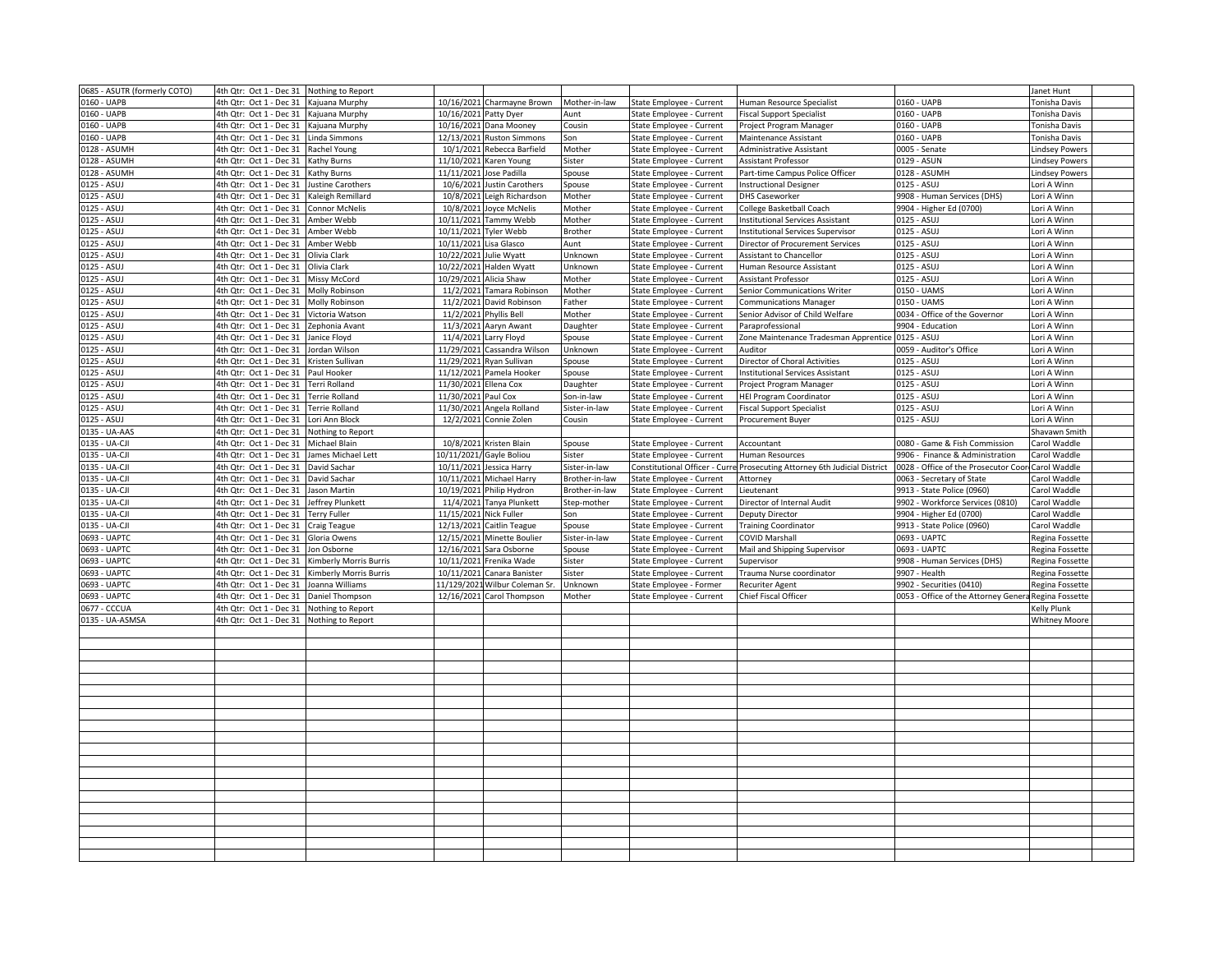| | | | | | | | | | | |
|---|---|---|---|---|---|---|---|---|---|---|
| 0685 - ASUTR (formerly COTO) | 4th Qtr: Oct 1 - Dec 31 | Nothing to Report | | | | | | | Janet Hunt | |
| 0160 - UAPB | 4th Qtr: Oct 1 - Dec 31 | Kajuana Murphy | 10/16/2021 | Charmayne Brown | Mother-in-law | State Employee - Current | Human Resource Specialist | 0160 - UAPB | Tonisha Davis | |
| 0160 - UAPB | 4th Qtr: Oct 1 - Dec 31 | Kajuana Murphy | 10/16/2021 | Patty Dyer | Aunt | State Employee - Current | Fiscal Support Specialist | 0160 - UAPB | Tonisha Davis | |
| 0160 - UAPB | 4th Qtr: Oct 1 - Dec 31 | Kajuana Murphy | 10/16/2021 | Dana Mooney | Cousin | State Employee - Current | Project Program Manager | 0160 - UAPB | Tonisha Davis | |
| 0160 - UAPB | 4th Qtr: Oct 1 - Dec 31 | Linda Simmons | 12/13/2021 | Ruston Simmons | Son | State Employee - Current | Maintenance Assistant | 0160 - UAPB | Tonisha Davis | |
| 0128 - ASUMH | 4th Qtr: Oct 1 - Dec 31 | Rachel Young | 10/1/2021 | Rebecca Barfield | Mother | State Employee - Current | Administrative Assistant | 0005 - Senate | Lindsey Powers | |
| 0128 - ASUMH | 4th Qtr: Oct 1 - Dec 31 | Kathy Burns | 11/10/2021 | Karen Young | Sister | State Employee - Current | Assistant Professor | 0129 - ASUN | Lindsey Powers | |
| 0128 - ASUMH | 4th Qtr: Oct 1 - Dec 31 | Kathy Burns | 11/11/2021 | Jose Padilla | Spouse | State Employee - Current | Part-time Campus Police Officer | 0128 - ASUMH | Lindsey Powers | |
| 0125 - ASUJ | 4th Qtr: Oct 1 - Dec 31 | Justine Carothers | 10/6/2021 | Justin Carothers | Spouse | State Employee - Current | Instructional Designer | 0125 - ASUJ | Lori A Winn | |
| 0125 - ASUJ | 4th Qtr: Oct 1 - Dec 31 | Kaleigh Remillard | 10/8/2021 | Leigh Richardson | Mother | State Employee - Current | DHS Caseworker | 9908 - Human Services (DHS) | Lori A Winn | |
| 0125 - ASUJ | 4th Qtr: Oct 1 - Dec 31 | Connor McNelis | 10/8/2021 | Joyce McNelis | Mother | State Employee - Current | College Basketball Coach | 9904 - Higher Ed (0700) | Lori A Winn | |
| 0125 - ASUJ | 4th Qtr: Oct 1 - Dec 31 | Amber Webb | 10/11/2021 | Tammy Webb | Mother | State Employee - Current | Institutional Services Assistant | 0125 - ASUJ | Lori A Winn | |
| 0125 - ASUJ | 4th Qtr: Oct 1 - Dec 31 | Amber Webb | 10/11/2021 | Tyler Webb | Brother | State Employee - Current | Institutional Services Supervisor | 0125 - ASUJ | Lori A Winn | |
| 0125 - ASUJ | 4th Qtr: Oct 1 - Dec 31 | Amber Webb | 10/11/2021 | Lisa Glasco | Aunt | State Employee - Current | Director of Procurement Services | 0125 - ASUJ | Lori A Winn | |
| 0125 - ASUJ | 4th Qtr: Oct 1 - Dec 31 | Olivia Clark | 10/22/2021 | Julie Wyatt | Unknown | State Employee - Current | Assistant to Chancellor | 0125 - ASUJ | Lori A Winn | |
| 0125 - ASUJ | 4th Qtr: Oct 1 - Dec 31 | Olivia Clark | 10/22/2021 | Halden Wyatt | Unknown | State Employee - Current | Human Resource Assistant | 0125 - ASUJ | Lori A Winn | |
| 0125 - ASUJ | 4th Qtr: Oct 1 - Dec 31 | Missy McCord | 10/29/2021 | Alicia Shaw | Mother | State Employee - Current | Assistant Professor | 0125 - ASUJ | Lori A Winn | |
| 0125 - ASUJ | 4th Qtr: Oct 1 - Dec 31 | Molly Robinson | 11/2/2021 | Tamara Robinson | Mother | State Employee - Current | Senior Communications Writer | 0150 - UAMS | Lori A Winn | |
| 0125 - ASUJ | 4th Qtr: Oct 1 - Dec 31 | Molly Robinson | 11/2/2021 | David Robinson | Father | State Employee - Current | Communications Manager | 0150 - UAMS | Lori A Winn | |
| 0125 - ASUJ | 4th Qtr: Oct 1 - Dec 31 | Victoria Watson | 11/2/2021 | Phyllis Bell | Mother | State Employee - Current | Senior Advisor of Child Welfare | 0034 - Office of the Governor | Lori A Winn | |
| 0125 - ASUJ | 4th Qtr: Oct 1 - Dec 31 | Zephonia Avant | 11/3/2021 | Aaryn Awant | Daughter | State Employee - Current | Paraprofessional | 9904 - Education | Lori A Winn | |
| 0125 - ASUJ | 4th Qtr: Oct 1 - Dec 31 | Janice Floyd | 11/4/2021 | Larry Floyd | Spouse | State Employee - Current | Zone Maintenance Tradesman Apprentice | 0125 - ASUJ | Lori A Winn | |
| 0125 - ASUJ | 4th Qtr: Oct 1 - Dec 31 | Jordan Wilson | 11/29/2021 | Cassandra Wilson | Unknown | State Employee - Current | Auditor | 0059 - Auditor's Office | Lori A Winn | |
| 0125 - ASUJ | 4th Qtr: Oct 1 - Dec 31 | Kristen Sullivan | 11/29/2021 | Ryan Sullivan | Spouse | State Employee - Current | Director of Choral Activities | 0125 - ASUJ | Lori A Winn | |
| 0125 - ASUJ | 4th Qtr: Oct 1 - Dec 31 | Paul Hooker | 11/12/2021 | Pamela Hooker | Spouse | State Employee - Current | Institutional Services Assistant | 0125 - ASUJ | Lori A Winn | |
| 0125 - ASUJ | 4th Qtr: Oct 1 - Dec 31 | Terri Rolland | 11/30/2021 | Ellena Cox | Daughter | State Employee - Current | Project Program Manager | 0125 - ASUJ | Lori A Winn | |
| 0125 - ASUJ | 4th Qtr: Oct 1 - Dec 31 | Terrie Rolland | 11/30/2021 | Paul Cox | Son-in-law | State Employee - Current | HEI Program Coordinator | 0125 - ASUJ | Lori A Winn | |
| 0125 - ASUJ | 4th Qtr: Oct 1 - Dec 31 | Terrie Rolland | 11/30/2021 | Angela Rolland | Sister-in-law | State Employee - Current | Fiscal Support Specialist | 0125 - ASUJ | Lori A Winn | |
| 0125 - ASUJ | 4th Qtr: Oct 1 - Dec 31 | Lori Ann Block | 12/2/2021 | Connie Zolen | Cousin | State Employee - Current | Procurement Buyer | 0125 - ASUJ | Lori A Winn | |
| 0135 - UA-AAS | 4th Qtr: Oct 1 - Dec 31 | Nothing to Report | | | | | | | Shavawn Smith | |
| 0135 - UA-CJI | 4th Qtr: Oct 1 - Dec 31 | Michael Blain | 10/8/2021 | Kristen Blain | Spouse | State Employee - Current | Accountant | 0080 - Game & Fish Commission | Carol Waddle | |
| 0135 - UA-CJI | 4th Qtr: Oct 1 - Dec 31 | James Michael Lett | 10/11/2021/ | Gayle Boliou | Sister | State Employee - Current | Human Resources | 9906 - Finance & Administration | Carol Waddle | |
| 0135 - UA-CJI | 4th Qtr: Oct 1 - Dec 31 | David Sachar | 10/11/2021 | Jessica Harry | Sister-in-law | Constitutional Officer - Curre | Prosecuting Attorney 6th Judicial District | 0028 - Office of the Prosecutor Coor | Carol Waddle | |
| 0135 - UA-CJI | 4th Qtr: Oct 1 - Dec 31 | David Sachar | 10/11/2021 | Michael Harry | Brother-in-law | State Employee - Current | Attorney | 0063 - Secretary of State | Carol Waddle | |
| 0135 - UA-CJI | 4th Qtr: Oct 1 - Dec 31 | Jason Martin | 10/19/2021 | Philip Hydron | Brother-in-law | State Employee - Current | Lieutenant | 9913 - State Police (0960) | Carol Waddle | |
| 0135 - UA-CJI | 4th Qtr: Oct 1 - Dec 31 | Jeffrey Plunkett | 11/4/2021 | Tanya Plunkett | Step-mother | State Employee - Current | Director of Internal Audit | 9902 - Workforce Services (0810) | Carol Waddle | |
| 0135 - UA-CJI | 4th Qtr: Oct 1 - Dec 31 | Terry Fuller | 11/15/2021 | Nick Fuller | Son | State Employee - Current | Deputy Director | 9904 - Higher Ed (0700) | Carol Waddle | |
| 0135 - UA-CJI | 4th Qtr: Oct 1 - Dec 31 | Craig Teague | 12/13/2021 | Caitlin Teague | Spouse | State Employee - Current | Training Coordinator | 9913 - State Police (0960) | Carol Waddle | |
| 0693 - UAPTC | 4th Qtr: Oct 1 - Dec 31 | Gloria Owens | 12/15/2021 | Minette Boulier | Sister-in-law | State Employee - Current | COVID Marshall | 0693 - UAPTC | Regina Fossette | |
| 0693 - UAPTC | 4th Qtr: Oct 1 - Dec 31 | Jon Osborne | 12/16/2021 | Sara Osborne | Spouse | State Employee - Current | Mail and Shipping Supervisor | 0693 - UAPTC | Regina Fossette | |
| 0693 - UAPTC | 4th Qtr: Oct 1 - Dec 31 | Kimberly Morris Burris | 10/11/2021 | Frenika Wade | Sister | State Employee - Current | Supervisor | 9908 - Human Services (DHS) | Regina Fossette | |
| 0693 - UAPTC | 4th Qtr: Oct 1 - Dec 31 | Kimberly Morris Burris | 10/11/2021 | Canara Banister | Sister | State Employee - Current | Trauma Nurse coordinator | 9907 - Health | Regina Fossette | |
| 0693 - UAPTC | 4th Qtr: Oct 1 - Dec 31 | Joanna Williams | 11/129/2021 | Wilbur Coleman Sr. | Unknown | State Employee - Former | Recuriter Agent | 9902 - Securities (0410) | Regina Fossette | |
| 0693 - UAPTC | 4th Qtr: Oct 1 - Dec 31 | Daniel Thompson | 12/16/2021 | Carol Thompson | Mother | State Employee - Current | Chief Fiscal Officer | 0053 - Office of the Attorney Genera | Regina Fossette | |
| 0677 - CCCUA | 4th Qtr: Oct 1 - Dec 31 | Nothing to Report | | | | | | | Kelly Plunk | |
| 0135 - UA-ASMSA | 4th Qtr: Oct 1 - Dec 31 | Nothing to Report | | | | | | | Whitney Moore | |